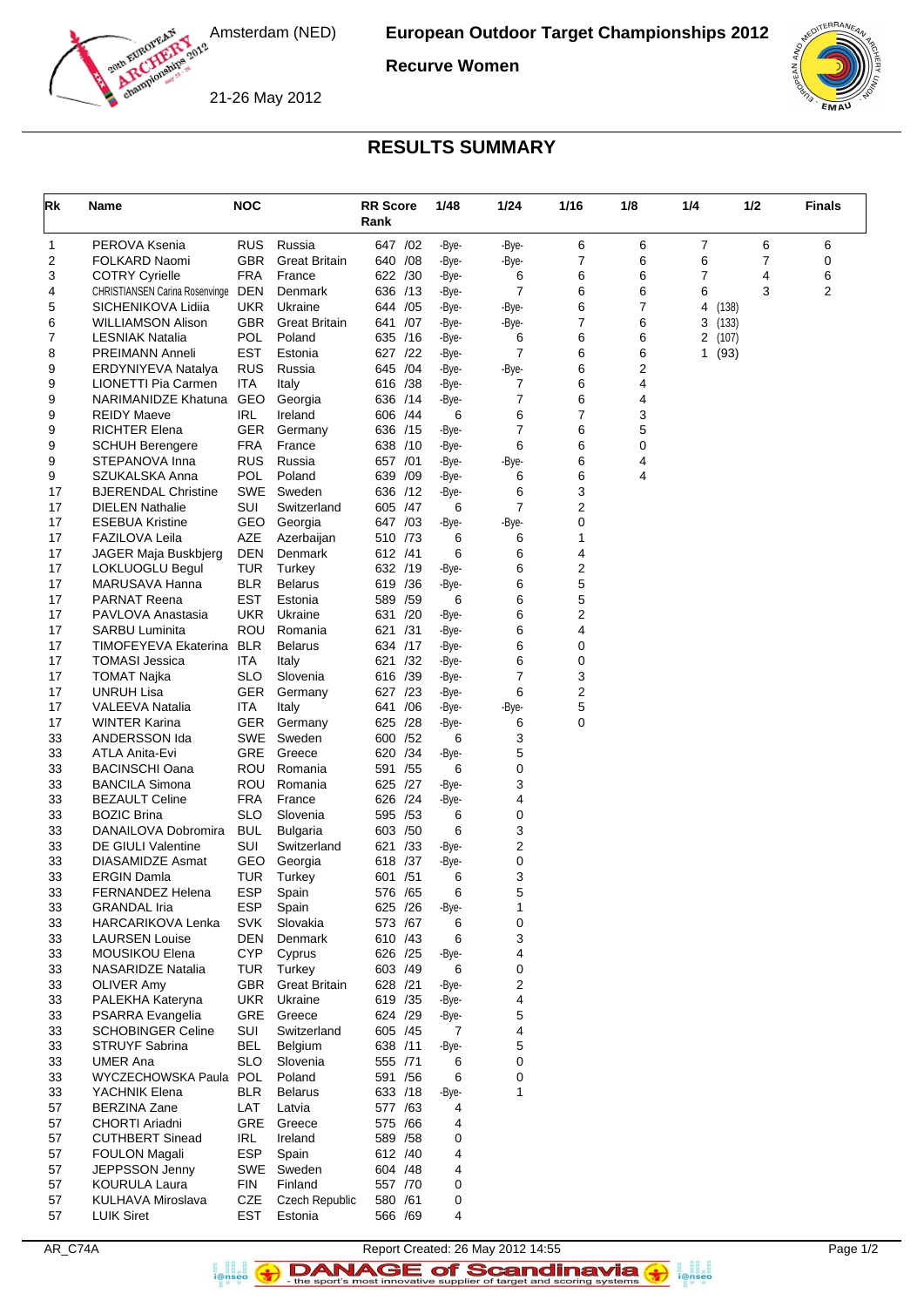# European Outdoor Target Championships 2012

**Recurve Women**

Amsterdam (NED)

21-26 May 2012

## RESULTS SUMMARY

| Rk | Name | NOC | | RR Score Rank | 1/48 | 1/24 | 1/16 | 1/8 | 1/4 | 1/2 | Finals |
|---|---|---|---|---|---|---|---|---|---|---|---|
| 1 | PEROVA Ksenia | RUS | Russia | 647 /02 | -Bye- | -Bye- | 6 | 6 | 7 | 6 | 6 |
| 2 | FOLKARD Naomi | GBR | Great Britain | 640 /08 | -Bye- | -Bye- | 7 | 6 | 6 | 7 | 0 |
| 3 | COTRY Cyrielle | FRA | France | 622 /30 | -Bye- | 6 | 6 | 6 | 7 | 4 | 6 |
| 4 | CHRISTIANSEN Carina Rosenvinge | DEN | Denmark | 636 /13 | -Bye- | 7 | 6 | 6 | 6 | 3 | 2 |
| 5 | SICHENIKOVA Lidiia | UKR | Ukraine | 644 /05 | -Bye- | -Bye- | 6 | 7 | 4 (138) | | |
| 6 | WILLIAMSON Alison | GBR | Great Britain | 641 /07 | -Bye- | -Bye- | 7 | 6 | 3 (133) | | |
| 7 | LESNIAK Natalia | POL | Poland | 635 /16 | -Bye- | 6 | 6 | 6 | 2 (107) | | |
| 8 | PREIMANN Anneli | EST | Estonia | 627 /22 | -Bye- | 7 | 6 | 6 | 1 (93) | | |
| 9 | ERDYNIYEVA Natalya | RUS | Russia | 645 /04 | -Bye- | -Bye- | 6 | 2 | | | |
| 9 | LIONETTI Pia Carmen | ITA | Italy | 616 /38 | -Bye- | 7 | 6 | 4 | | | |
| 9 | NARIMANIDZE Khatuna | GEO | Georgia | 636 /14 | -Bye- | 7 | 6 | 4 | | | |
| 9 | REIDY Maeve | IRL | Ireland | 606 /44 | 6 | 6 | 7 | 3 | | | |
| 9 | RICHTER Elena | GER | Germany | 636 /15 | -Bye- | 7 | 6 | 5 | | | |
| 9 | SCHUH Berengere | FRA | France | 638 /10 | -Bye- | 6 | 6 | 0 | | | |
| 9 | STEPANOVA Inna | RUS | Russia | 657 /01 | -Bye- | -Bye- | 6 | 4 | | | |
| 9 | SZUKALSKA Anna | POL | Poland | 639 /09 | -Bye- | 6 | 6 | 4 | | | |
| 17 | BJERENDAL Christine | SWE | Sweden | 636 /12 | -Bye- | 6 | 3 | | | | |
| 17 | DIELEN Nathalie | SUI | Switzerland | 605 /47 | 6 | 7 | 2 | | | | |
| 17 | ESEBUA Kristine | GEO | Georgia | 647 /03 | -Bye- | -Bye- | 0 | | | | |
| 17 | FAZILOVA Leila | AZE | Azerbaijan | 510 /73 | 6 | 6 | 1 | | | | |
| 17 | JAGER Maja Buskbjerg | DEN | Denmark | 612 /41 | 6 | 6 | 4 | | | | |
| 17 | LOKLUOGLU Begul | TUR | Turkey | 632 /19 | -Bye- | 6 | 2 | | | | |
| 17 | MARUSAVA Hanna | BLR | Belarus | 619 /36 | -Bye- | 6 | 5 | | | | |
| 17 | PARNAT Reena | EST | Estonia | 589 /59 | 6 | 6 | 5 | | | | |
| 17 | PAVLOVA Anastasia | UKR | Ukraine | 631 /20 | -Bye- | 6 | 2 | | | | |
| 17 | SARBU Luminita | ROU | Romania | 621 /31 | -Bye- | 6 | 4 | | | | |
| 17 | TIMOFEYEVA Ekaterina | BLR | Belarus | 634 /17 | -Bye- | 6 | 0 | | | | |
| 17 | TOMASI Jessica | ITA | Italy | 621 /32 | -Bye- | 6 | 0 | | | | |
| 17 | TOMAT Najka | SLO | Slovenia | 616 /39 | -Bye- | 7 | 3 | | | | |
| 17 | UNRUH Lisa | GER | Germany | 627 /23 | -Bye- | 6 | 2 | | | | |
| 17 | VALEEVA Natalia | ITA | Italy | 641 /06 | -Bye- | -Bye- | 5 | | | | |
| 17 | WINTER Karina | GER | Germany | 625 /28 | -Bye- | 6 | 0 | | | | |
| 33 | ANDERSSON Ida | SWE | Sweden | 600 /52 | 6 | 3 | | | | | |
| 33 | ATLA Anita-Evi | GRE | Greece | 620 /34 | -Bye- | 5 | | | | | |
| 33 | BACINSCHI Oana | ROU | Romania | 591 /55 | 6 | 0 | | | | | |
| 33 | BANCILA Simona | ROU | Romania | 625 /27 | -Bye- | 3 | | | | | |
| 33 | BEZAULT Celine | FRA | France | 626 /24 | -Bye- | 4 | | | | | |
| 33 | BOZIC Brina | SLO | Slovenia | 595 /53 | 6 | 0 | | | | | |
| 33 | DANAILOVA Dobromira | BUL | Bulgaria | 603 /50 | 6 | 3 | | | | | |
| 33 | DE GIULI Valentine | SUI | Switzerland | 621 /33 | -Bye- | 2 | | | | | |
| 33 | DIASAMIDZE Asmat | GEO | Georgia | 618 /37 | -Bye- | 0 | | | | | |
| 33 | ERGIN Damla | TUR | Turkey | 601 /51 | 6 | 3 | | | | | |
| 33 | FERNANDEZ Helena | ESP | Spain | 576 /65 | 6 | 5 | | | | | |
| 33 | GRANDAL Iria | ESP | Spain | 625 /26 | -Bye- | 1 | | | | | |
| 33 | HARCARIKOVA Lenka | SVK | Slovakia | 573 /67 | 6 | 0 | | | | | |
| 33 | LAURSEN Louise | DEN | Denmark | 610 /43 | 6 | 3 | | | | | |
| 33 | MOUSIKOU Elena | CYP | Cyprus | 626 /25 | -Bye- | 4 | | | | | |
| 33 | NASARIDZE Natalia | TUR | Turkey | 603 /49 | 6 | 0 | | | | | |
| 33 | OLIVER Amy | GBR | Great Britain | 628 /21 | -Bye- | 2 | | | | | |
| 33 | PALEKHA Kateryna | UKR | Ukraine | 619 /35 | -Bye- | 4 | | | | | |
| 33 | PSARRA Evangelia | GRE | Greece | 624 /29 | -Bye- | 5 | | | | | |
| 33 | SCHOBINGER Celine | SUI | Switzerland | 605 /45 | 7 | 4 | | | | | |
| 33 | STRUYF Sabrina | BEL | Belgium | 638 /11 | -Bye- | 5 | | | | | |
| 33 | UMER Ana | SLO | Slovenia | 555 /71 | 6 | 0 | | | | | |
| 33 | WYCZECHOWSKA Paula | POL | Poland | 591 /56 | 6 | 0 | | | | | |
| 33 | YACHNIK Elena | BLR | Belarus | 633 /18 | -Bye- | 1 | | | | | |
| 57 | BERZINA Zane | LAT | Latvia | 577 /63 | 4 | | | | | | |
| 57 | CHORTI Ariadni | GRE | Greece | 575 /66 | 4 | | | | | | |
| 57 | CUTHBERT Sinead | IRL | Ireland | 589 /58 | 0 | | | | | | |
| 57 | FOULON Magali | ESP | Spain | 612 /40 | 4 | | | | | | |
| 57 | JEPPSSON Jenny | SWE | Sweden | 604 /48 | 4 | | | | | | |
| 57 | KOURULA Laura | FIN | Finland | 557 /70 | 0 | | | | | | |
| 57 | KULHAVA Miroslava | CZE | Czech Republic | 580 /61 | 0 | | | | | | |
| 57 | LUIK Siret | EST | Estonia | 566 /69 | 4 | | | | | | |

AR_C74A Report Created: 26 May 2012 14:55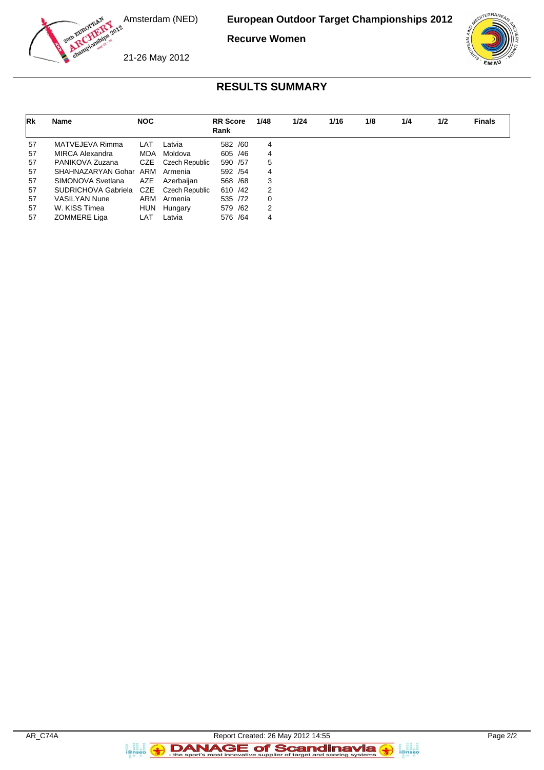# RESULTS SUMMARY

| Rk | Name | NOC | | RR Score Rank | 1/48 | 1/24 | 1/16 | 1/8 | 1/4 | 1/2 | Finals |
|---|---|---|---|---|---|---|---|---|---|---|---|
| 57 | MATVEJEVA Rimma | LAT | Latvia | 582 /60 | 4 | | | | | | |
| 57 | MIRCA Alexandra | MDA | Moldova | 605 /46 | 4 | | | | | | |
| 57 | PANIKOVA Zuzana | CZE | Czech Republic | 590 /57 | 5 | | | | | | |
| 57 | SHAHNAZARYAN Gohar | ARM | Armenia | 592 /54 | 4 | | | | | | |
| 57 | SIMONOVA Svetlana | AZE | Azerbaijan | 568 /68 | 3 | | | | | | |
| 57 | SUDRICHOVA Gabriela | CZE | Czech Republic | 610 /42 | 2 | | | | | | |
| 57 | VASILYAN Nune | ARM | Armenia | 535 /72 | 0 | | | | | | |
| 57 | W. KISS Timea | HUN | Hungary | 579 /62 | 2 | | | | | | |
| 57 | ZOMMERE Liga | LAT | Latvia | 576 /64 | 4 | | | | | | |